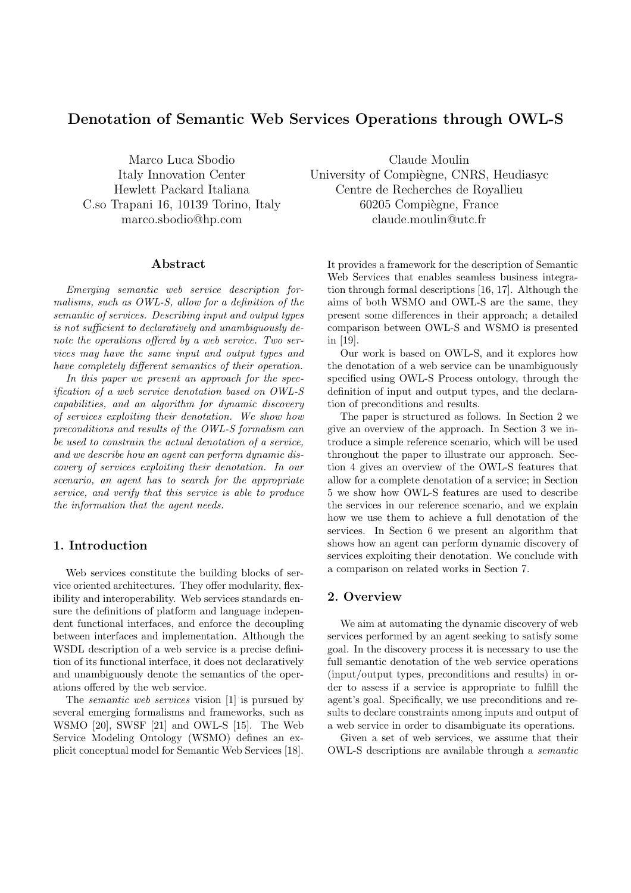# Denotation of Semantic Web Services Operations through OWL-S

Marco Luca Sbodio
Italy Innovation Center
Hewlett Packard Italiana
C.so Trapani 16, 10139 Torino, Italy
marco.sbodio@hp.com

Claude Moulin
University of Compiègne, CNRS, Heudiasyc
Centre de Recherches de Royallieu
60205 Compiègne, France
claude.moulin@utc.fr

## Abstract

*Emerging semantic web service description formalisms, such as OWL-S, allow for a definition of the semantic of services. Describing input and output types is not sufficient to declaratively and unambiguously denote the operations offered by a web service. Two services may have the same input and output types and have completely different semantics of their operation.*

*In this paper we present an approach for the specification of a web service denotation based on OWL-S capabilities, and an algorithm for dynamic discovery of services exploiting their denotation. We show how preconditions and results of the OWL-S formalism can be used to constrain the actual denotation of a service, and we describe how an agent can perform dynamic discovery of services exploiting their denotation. In our scenario, an agent has to search for the appropriate service, and verify that this service is able to produce the information that the agent needs.*

## 1. Introduction

Web services constitute the building blocks of service oriented architectures. They offer modularity, flexibility and interoperability. Web services standards ensure the definitions of platform and language independent functional interfaces, and enforce the decoupling between interfaces and implementation. Although the WSDL description of a web service is a precise definition of its functional interface, it does not declaratively and unambiguously denote the semantics of the operations offered by the web service.

The *semantic web services* vision [1] is pursued by several emerging formalisms and frameworks, such as WSMO [20], SWSF [21] and OWL-S [15]. The Web Service Modeling Ontology (WSMO) defines an explicit conceptual model for Semantic Web Services [18]. It provides a framework for the description of Semantic Web Services that enables seamless business integration through formal descriptions [16, 17]. Although the aims of both WSMO and OWL-S are the same, they present some differences in their approach; a detailed comparison between OWL-S and WSMO is presented in [19].

Our work is based on OWL-S, and it explores how the denotation of a web service can be unambiguously specified using OWL-S Process ontology, through the definition of input and output types, and the declaration of preconditions and results.

The paper is structured as follows. In Section 2 we give an overview of the approach. In Section 3 we introduce a simple reference scenario, which will be used throughout the paper to illustrate our approach. Section 4 gives an overview of the OWL-S features that allow for a complete denotation of a service; in Section 5 we show how OWL-S features are used to describe the services in our reference scenario, and we explain how we use them to achieve a full denotation of the services. In Section 6 we present an algorithm that shows how an agent can perform dynamic discovery of services exploiting their denotation. We conclude with a comparison on related works in Section 7.

## 2. Overview

We aim at automating the dynamic discovery of web services performed by an agent seeking to satisfy some goal. In the discovery process it is necessary to use the full semantic denotation of the web service operations (input/output types, preconditions and results) in order to assess if a service is appropriate to fulfill the agent's goal. Specifically, we use preconditions and results to declare constraints among inputs and output of a web service in order to disambiguate its operations.

Given a set of web services, we assume that their OWL-S descriptions are available through a *semantic*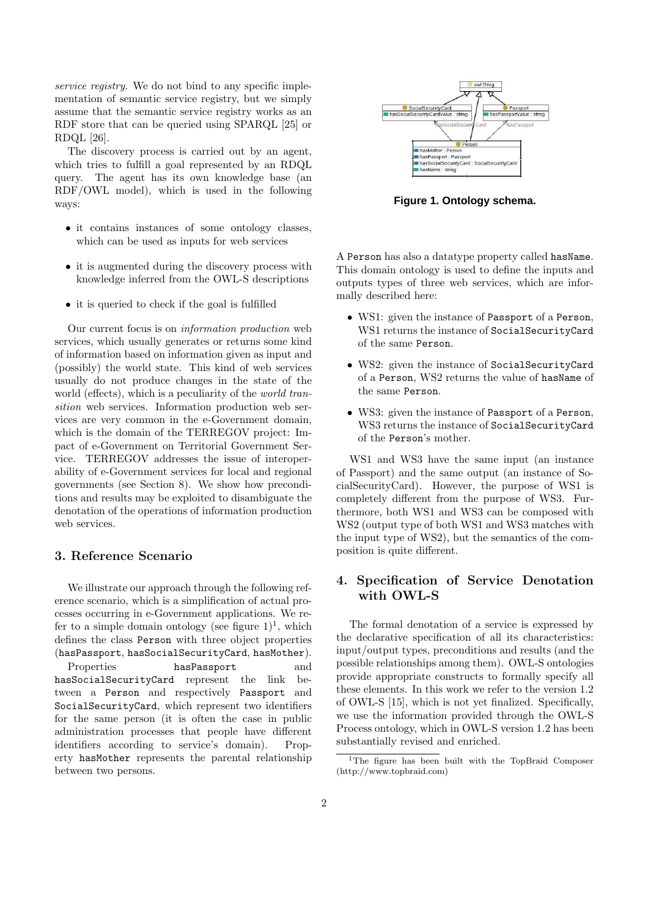*service registry*. We do not bind to any specific implementation of semantic service registry, but we simply assume that the semantic service registry works as an RDF store that can be queried using SPARQL [25] or RDQL [26].

The discovery process is carried out by an agent, which tries to fulfill a goal represented by an RDQL query. The agent has its own knowledge base (an RDF/OWL model), which is used in the following ways:

- it contains instances of some ontology classes, which can be used as inputs for web services
- it is augmented during the discovery process with knowledge inferred from the OWL-S descriptions
- it is queried to check if the goal is fulfilled

Our current focus is on *information production* web services, which usually generates or returns some kind of information based on information given as input and (possibly) the world state. This kind of web services usually do not produce changes in the state of the world (effects), which is a peculiarity of the *world transition* web services. Information production web services are very common in the e-Government domain, which is the domain of the TERREGOV project: Impact of e-Government on Territorial Government Service. TERREGOV addresses the issue of interoperability of e-Government services for local and regional governments (see Section 8). We show how preconditions and results may be exploited to disambiguate the denotation of the operations of information production web services.

## 3. Reference Scenario

We illustrate our approach through the following reference scenario, which is a simplification of actual processes occurring in e-Government applications. We refer to a simple domain ontology (see figure 1)[1], which defines the class `Person` with three object properties (`hasPassport`, `hasSocialSecurityCard`, `hasMother`). Properties `hasPassport` and `hasSocialSecurityCard` represent the link between a `Person` and respectively `Passport` and `SocialSecurityCard`, which represent two identifiers for the same person (it is often the case in public administration processes that people have different identifiers according to service's domain). Property `hasMother` represents the parental relationship between two persons.

**Figure 1. Ontology schema.**

A `Person` has also a datatype property called `hasName`. This domain ontology is used to define the inputs and outputs types of three web services, which are informally described here:

- WS1: given the instance of `Passport` of a `Person`, WS1 returns the instance of `SocialSecurityCard` of the same `Person`.
- WS2: given the instance of `SocialSecurityCard` of a `Person`, WS2 returns the value of `hasName` of the same `Person`.
- WS3: given the instance of `Passport` of a `Person`, WS3 returns the instance of `SocialSecurityCard` of the `Person`'s mother.

WS1 and WS3 have the same input (an instance of Passport) and the same output (an instance of SocialSecurityCard). However, the purpose of WS1 is completely different from the purpose of WS3. Furthermore, both WS1 and WS3 can be composed with WS2 (output type of both WS1 and WS3 matches with the input type of WS2), but the semantics of the composition is quite different.

## 4. Specification of Service Denotation with OWL-S

The formal denotation of a service is expressed by the declarative specification of all its characteristics: input/output types, preconditions and results (and the possible relationships among them). OWL-S ontologies provide appropriate constructs to formally specify all these elements. In this work we refer to the version 1.2 of OWL-S [15], which is not yet finalized. Specifically, we use the information provided through the OWL-S Process ontology, which in OWL-S version 1.2 has been substantially revised and enriched.

[1] The figure has been built with the TopBraid Composer (http://www.topbraid.com)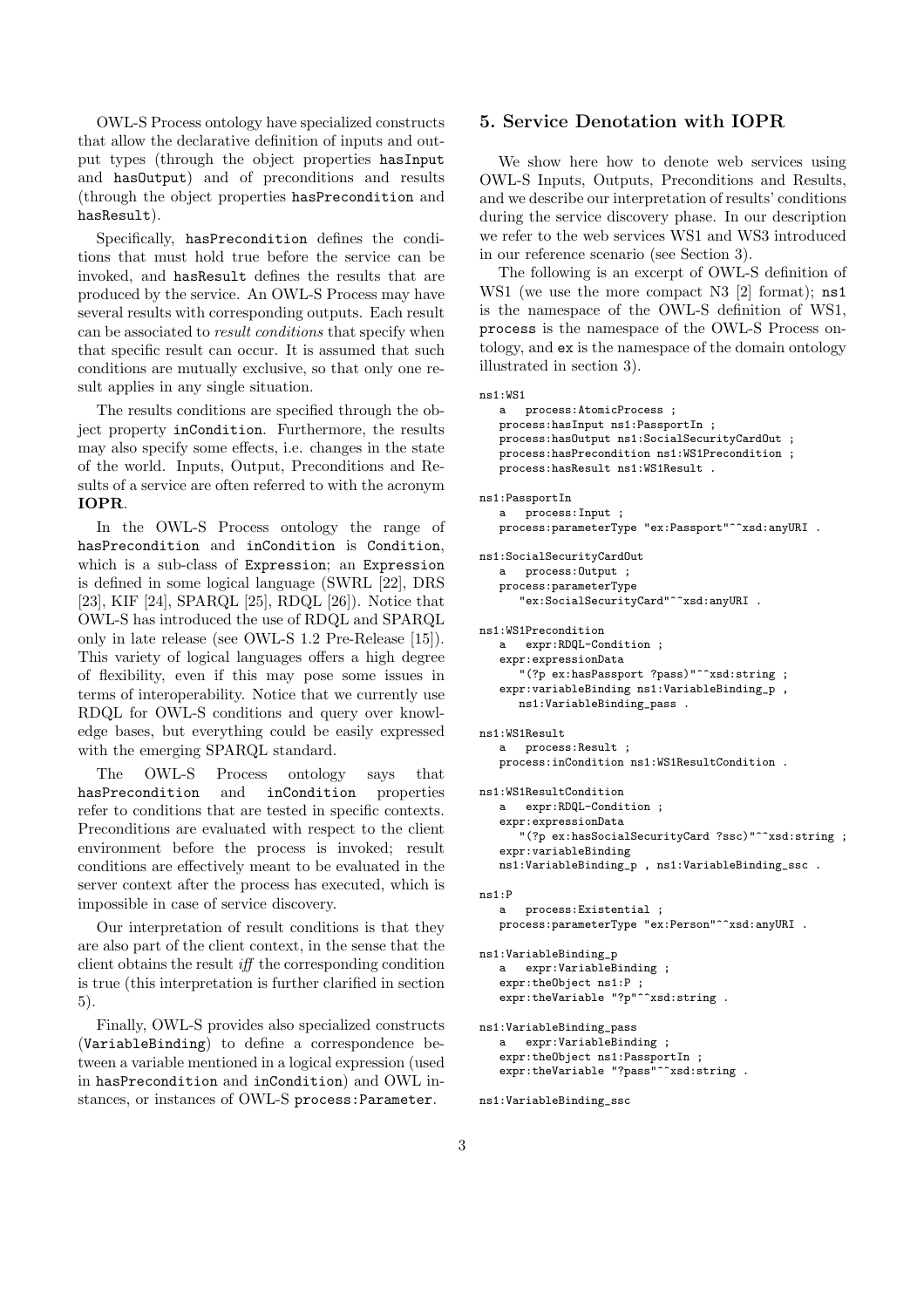OWL-S Process ontology have specialized constructs that allow the declarative definition of inputs and output types (through the object properties `hasInput` and `hasOutput`) and of preconditions and results (through the object properties `hasPrecondition` and `hasResult`).

Specifically, `hasPrecondition` defines the conditions that must hold true before the service can be invoked, and `hasResult` defines the results that are produced by the service. An OWL-S Process may have several results with corresponding outputs. Each result can be associated to *result conditions* that specify when that specific result can occur. It is assumed that such conditions are mutually exclusive, so that only one result applies in any single situation.

The results conditions are specified through the object property `inCondition`. Furthermore, the results may also specify some effects, i.e. changes in the state of the world. Inputs, Output, Preconditions and Results of a service are often referred to with the acronym **IOPR**.

In the OWL-S Process ontology the range of `hasPrecondition` and `inCondition` is `Condition`, which is a sub-class of `Expression`; an `Expression` is defined in some logical language (SWRL [22], DRS [23], KIF [24], SPARQL [25], RDQL [26]). Notice that OWL-S has introduced the use of RDQL and SPARQL only in late release (see OWL-S 1.2 Pre-Release [15]). This variety of logical languages offers a high degree of flexibility, even if this may pose some issues in terms of interoperability. Notice that we currently use RDQL for OWL-S conditions and query over knowledge bases, but everything could be easily expressed with the emerging SPARQL standard.

The OWL-S Process ontology says that `hasPrecondition` and `inCondition` properties refer to conditions that are tested in specific contexts. Preconditions are evaluated with respect to the client environment before the process is invoked; result conditions are effectively meant to be evaluated in the server context after the process has executed, which is impossible in case of service discovery.

Our interpretation of result conditions is that they are also part of the client context, in the sense that the client obtains the result *iff* the corresponding condition is true (this interpretation is further clarified in section 5).

Finally, OWL-S provides also specialized constructs (`VariableBinding`) to define a correspondence between a variable mentioned in a logical expression (used in `hasPrecondition` and `inCondition`) and OWL instances, or instances of OWL-S `process:Parameter`.

## 5. Service Denotation with IOPR

We show here how to denote web services using OWL-S Inputs, Outputs, Preconditions and Results, and we describe our interpretation of results' conditions during the service discovery phase. In our description we refer to the web services WS1 and WS3 introduced in our reference scenario (see Section 3).

The following is an excerpt of OWL-S definition of WS1 (we use the more compact N3 [2] format); `ns1` is the namespace of the OWL-S definition of WS1, `process` is the namespace of the OWL-S Process ontology, and `ex` is the namespace of the domain ontology illustrated in section 3).

```
ns1:WS1
   a   process:AtomicProcess ;
   process:hasInput ns1:PassportIn ;
   process:hasOutput ns1:SocialSecurityCardOut ;
   process:hasPrecondition ns1:WS1Precondition ;
   process:hasResult ns1:WS1Result .

ns1:PassportIn
   a   process:Input ;
   process:parameterType "ex:Passport"^^xsd:anyURI .

ns1:SocialSecurityCardOut
   a   process:Output ;
   process:parameterType
      "ex:SocialSecurityCard"^^xsd:anyURI .

ns1:WS1Precondition
   a   expr:RDQL-Condition ;
   expr:expressionData
      "(?p ex:hasPassport ?pass)"^^xsd:string ;
   expr:variableBinding ns1:VariableBinding_p ,
      ns1:VariableBinding_pass .

ns1:WS1Result
   a   process:Result ;
   process:inCondition ns1:WS1ResultCondition .

ns1:WS1ResultCondition
   a   expr:RDQL-Condition ;
   expr:expressionData
      "(?p ex:hasSocialSecurityCard ?ssc)"^^xsd:string ;
   expr:variableBinding
   ns1:VariableBinding_p , ns1:VariableBinding_ssc .

ns1:P
   a   process:Existential ;
   process:parameterType "ex:Person"^^xsd:anyURI .

ns1:VariableBinding_p
   a   expr:VariableBinding ;
   expr:theObject ns1:P ;
   expr:theVariable "?p"^^xsd:string .

ns1:VariableBinding_pass
   a   expr:VariableBinding ;
   expr:theObject ns1:PassportIn ;
   expr:theVariable "?pass"^^xsd:string .

ns1:VariableBinding_ssc
```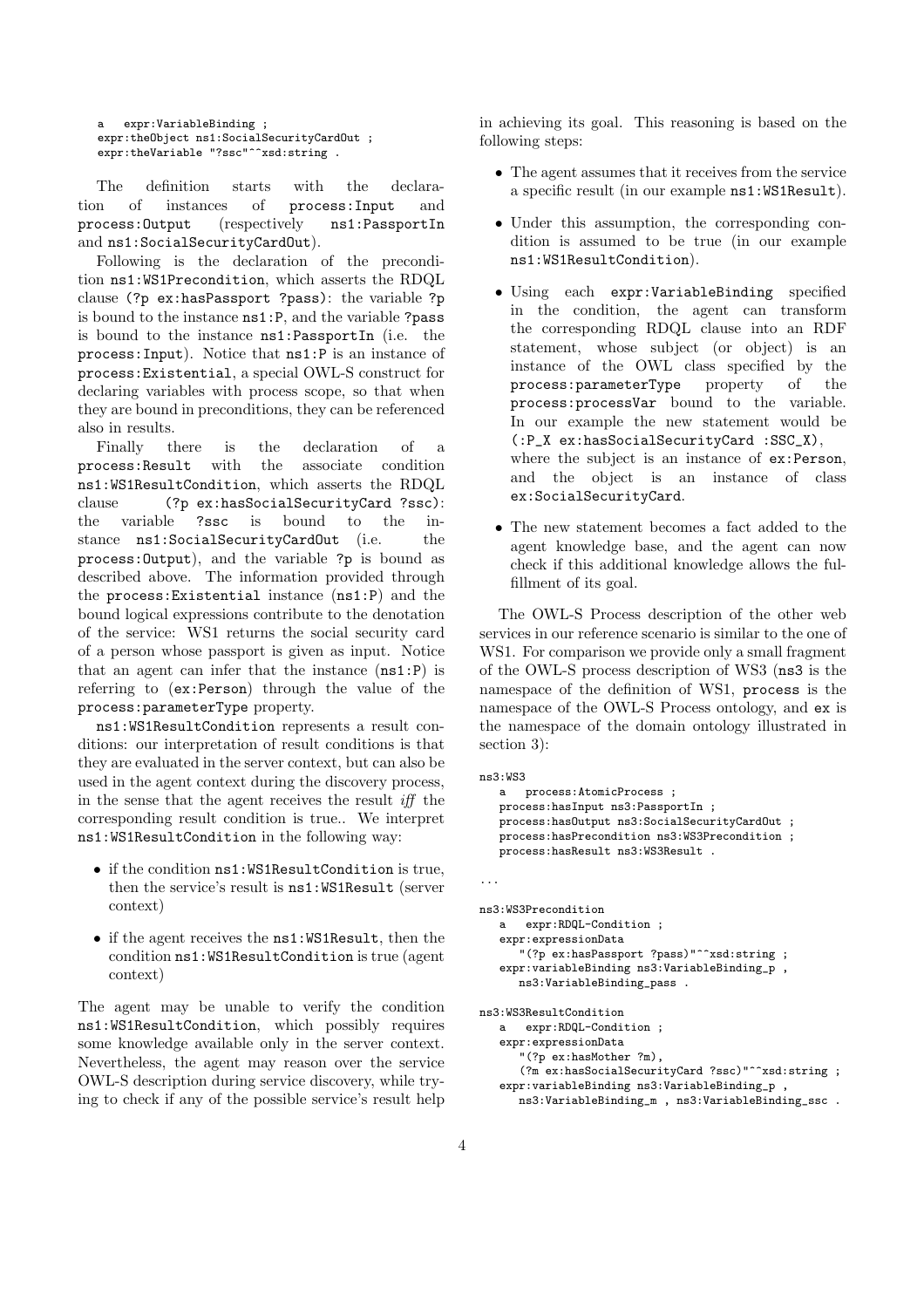```
   a   expr:VariableBinding ;
   expr:theObject ns1:SocialSecurityCardOut ;
   expr:theVariable "?ssc"^^xsd:string .
```

The definition starts with the declaration of instances of `process:Input` and `process:Output` (respectively `ns1:PassportIn` and `ns1:SocialSecurityCardOut`).

Following is the declaration of the precondition `ns1:WS1Precondition`, which asserts the RDQL clause `(?p ex:hasPassport ?pass)`: the variable `?p` is bound to the instance `ns1:P`, and the variable `?pass` is bound to the instance `ns1:PassportIn` (i.e. the `process:Input`). Notice that `ns1:P` is an instance of `process:Existential`, a special OWL-S construct for declaring variables with process scope, so that when they are bound in preconditions, they can be referenced also in results.

Finally there is the declaration of a `process:Result` with the associate condition `ns1:WS1ResultCondition`, which asserts the RDQL clause `(?p ex:hasSocialSecurityCard ?ssc)`: the variable `?ssc` is bound to the instance `ns1:SocialSecurityCardOut` (i.e. the `process:Output`), and the variable `?p` is bound as described above. The information provided through the `process:Existential` instance (`ns1:P`) and the bound logical expressions contribute to the denotation of the service: WS1 returns the social security card of a person whose passport is given as input. Notice that an agent can infer that the instance (`ns1:P`) is referring to (`ex:Person`) through the value of the `process:parameterType` property.

`ns1:WS1ResultCondition` represents a result conditions: our interpretation of result conditions is that they are evaluated in the server context, but can also be used in the agent context during the discovery process, in the sense that the agent receives the result *iff* the corresponding result condition is true.. We interpret `ns1:WS1ResultCondition` in the following way:

- if the condition `ns1:WS1ResultCondition` is true, then the service's result is `ns1:WS1Result` (server context)
- if the agent receives the `ns1:WS1Result`, then the condition `ns1:WS1ResultCondition` is true (agent context)

The agent may be unable to verify the condition `ns1:WS1ResultCondition`, which possibly requires some knowledge available only in the server context. Nevertheless, the agent may reason over the service OWL-S description during service discovery, while trying to check if any of the possible service's result help in achieving its goal. This reasoning is based on the following steps:

- The agent assumes that it receives from the service a specific result (in our example `ns1:WS1Result`).
- Under this assumption, the corresponding condition is assumed to be true (in our example `ns1:WS1ResultCondition`).
- Using each `expr:VariableBinding` specified in the condition, the agent can transform the corresponding RDQL clause into an RDF statement, whose subject (or object) is an instance of the OWL class specified by the `process:parameterType` property of the `process:processVar` bound to the variable. In our example the new statement would be `(:P_X ex:hasSocialSecurityCard :SSC_X)`, where the subject is an instance of `ex:Person`, and the object is an instance of class `ex:SocialSecurityCard`.
- The new statement becomes a fact added to the agent knowledge base, and the agent can now check if this additional knowledge allows the fulfillment of its goal.

The OWL-S Process description of the other web services in our reference scenario is similar to the one of WS1. For comparison we provide only a small fragment of the OWL-S process description of WS3 (`ns3` is the namespace of the definition of WS1, `process` is the namespace of the OWL-S Process ontology, and `ex` is the namespace of the domain ontology illustrated in section 3):

```
ns3:WS3
   a   process:AtomicProcess ;
   process:hasInput ns3:PassportIn ;
   process:hasOutput ns3:SocialSecurityCardOut ;
   process:hasPrecondition ns3:WS3Precondition ;
   process:hasResult ns3:WS3Result .

...

ns3:WS3Precondition
   a   expr:RDQL-Condition ;
   expr:expressionData
      "(?p ex:hasPassport ?pass)"^^xsd:string ;
   expr:variableBinding ns3:VariableBinding_p ,
      ns3:VariableBinding_pass .

ns3:WS3ResultCondition
   a   expr:RDQL-Condition ;
   expr:expressionData
      "(?p ex:hasMother ?m),
      (?m ex:hasSocialSecurityCard ?ssc)"^^xsd:string ;
   expr:variableBinding ns3:VariableBinding_p ,
      ns3:VariableBinding_m , ns3:VariableBinding_ssc .
```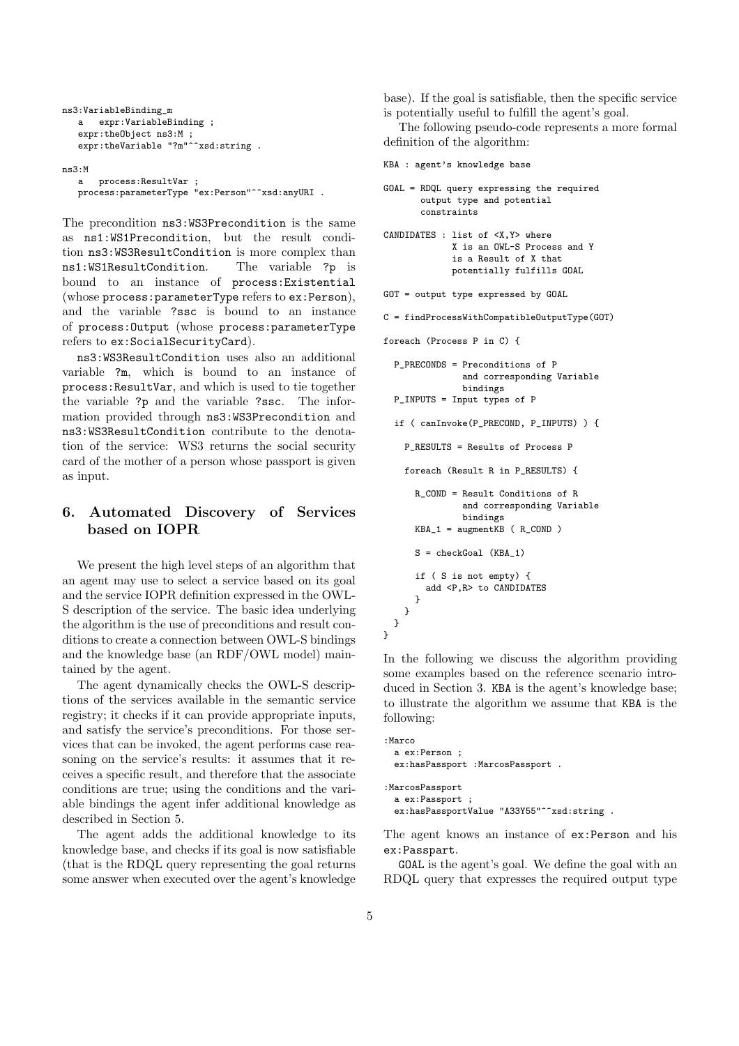```
ns3:VariableBinding_m
   a   expr:VariableBinding ;
   expr:theObject ns3:M ;
   expr:theVariable "?m"^^xsd:string .

ns3:M
   a   process:ResultVar ;
   process:parameterType "ex:Person"^^xsd:anyURI .
```

The precondition `ns3:WS3Precondition` is the same as `ns1:WS1Precondition`, but the result condition `ns3:WS3ResultCondition` is more complex than `ns1:WS1ResultCondition`. The variable `?p` is bound to an instance of `process:Existential` (whose `process:parameterType` refers to `ex:Person`), and the variable `?ssc` is bound to an instance of `process:Output` (whose `process:parameterType` refers to `ex:SocialSecurityCard`).

`ns3:WS3ResultCondition` uses also an additional variable `?m`, which is bound to an instance of `process:ResultVar`, and which is used to tie together the variable `?p` and the variable `?ssc`. The information provided through `ns3:WS3Precondition` and `ns3:WS3ResultCondition` contribute to the denotation of the service: WS3 returns the social security card of the mother of a person whose passport is given as input.

## 6. Automated Discovery of Services based on IOPR

We present the high level steps of an algorithm that an agent may use to select a service based on its goal and the service IOPR definition expressed in the OWL-S description of the service. The basic idea underlying the algorithm is the use of preconditions and result conditions to create a connection between OWL-S bindings and the knowledge base (an RDF/OWL model) maintained by the agent.

The agent dynamically checks the OWL-S descriptions of the services available in the semantic service registry; it checks if it can provide appropriate inputs, and satisfy the service's preconditions. For those services that can be invoked, the agent performs case reasoning on the service's results: it assumes that it receives a specific result, and therefore that the associate conditions are true; using the conditions and the variable bindings the agent infer additional knowledge as described in Section 5.

The agent adds the additional knowledge to its knowledge base, and checks if its goal is now satisfiable (that is the RDQL query representing the goal returns some answer when executed over the agent's knowledge base). If the goal is satisfiable, then the specific service is potentially useful to fulfill the agent's goal.

The following pseudo-code represents a more formal definition of the algorithm:

```
KBA : agent's knowledge base

GOAL = RDQL query expressing the required
       output type and potential
       constraints

CANDIDATES : list of <X,Y> where
             X is an OWL-S Process and Y
             is a Result of X that
             potentially fulfills GOAL

GOT = output type expressed by GOAL

C = findProcessWithCompatibleOutputType(GOT)

foreach (Process P in C) {

  P_PRECONDS = Preconditions of P
               and corresponding Variable
               bindings
  P_INPUTS = Input types of P

  if ( canInvoke(P_PRECOND, P_INPUTS) ) {

    P_RESULTS = Results of Process P

    foreach (Result R in P_RESULTS) {

      R_COND = Result Conditions of R
               and corresponding Variable
               bindings
      KBA_1 = augmentKB ( R_COND )

      S = checkGoal (KBA_1)

      if ( S is not empty) {
        add <P,R> to CANDIDATES
      }
    }
  }
}
```

In the following we discuss the algorithm providing some examples based on the reference scenario introduced in Section 3. `KBA` is the agent's knowledge base; to illustrate the algorithm we assume that `KBA` is the following:

```
:Marco
  a ex:Person ;
  ex:hasPassport :MarcosPassport .

:MarcosPassport
  a ex:Passport ;
  ex:hasPassportValue "A33Y55"^^xsd:string .
```

The agent knows an instance of `ex:Person` and his `ex:Passpart`.

`GOAL` is the agent's goal. We define the goal with an RDQL query that expresses the required output type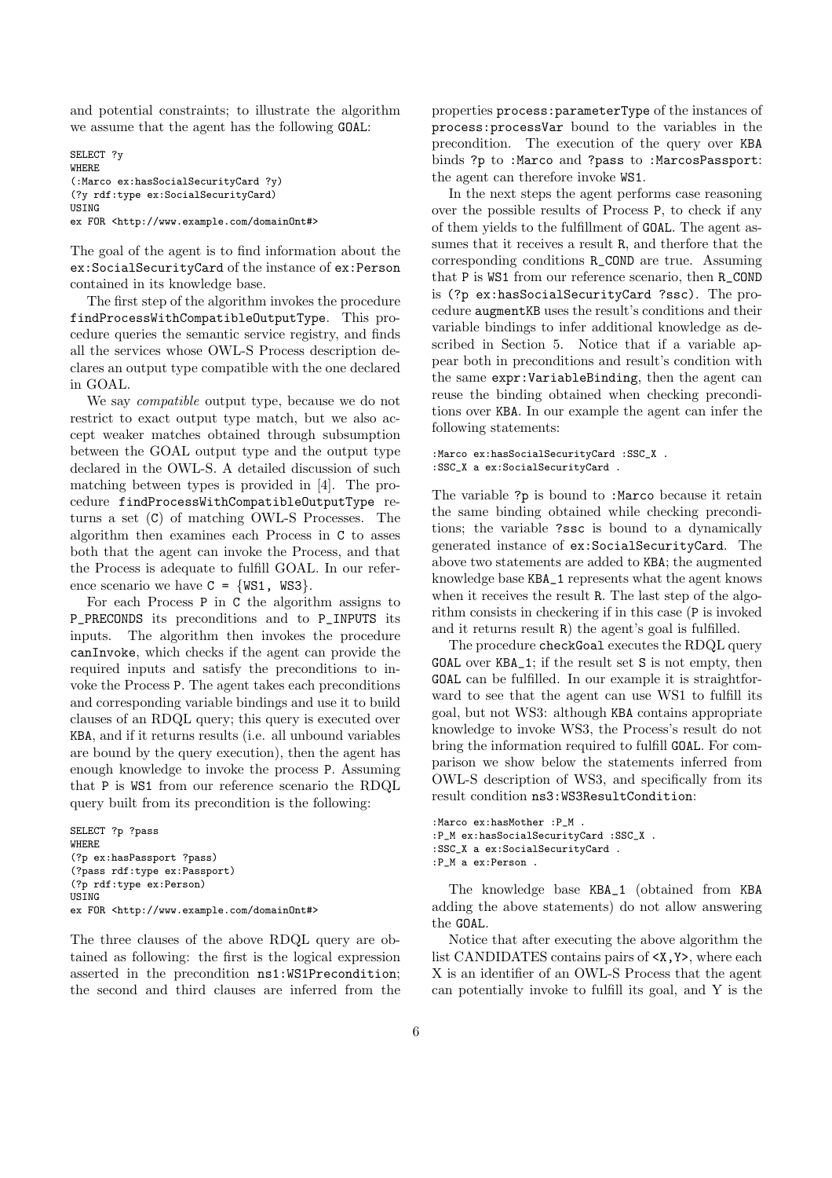and potential constraints; to illustrate the algorithm we assume that the agent has the following GOAL:

```
SELECT ?y
WHERE
(:Marco ex:hasSocialSecurityCard ?y)
(?y rdf:type ex:SocialSecurityCard)
USING
ex FOR <http://www.example.com/domainOnt#>
```

The goal of the agent is to find information about the ex:SocialSecurityCard of the instance of ex:Person contained in its knowledge base.

The first step of the algorithm invokes the procedure findProcessWithCompatibleOutputType. This procedure queries the semantic service registry, and finds all the services whose OWL-S Process description declares an output type compatible with the one declared in GOAL.

We say *compatible* output type, because we do not restrict to exact output type match, but we also accept weaker matches obtained through subsumption between the GOAL output type and the output type declared in the OWL-S. A detailed discussion of such matching between types is provided in [4]. The procedure findProcessWithCompatibleOutputType returns a set (C) of matching OWL-S Processes. The algorithm then examines each Process in C to asses both that the agent can invoke the Process, and that the Process is adequate to fulfill GOAL. In our reference scenario we have C = {WS1, WS3}.

For each Process P in C the algorithm assigns to P_PRECONDS its preconditions and to P_INPUTS its inputs. The algorithm then invokes the procedure canInvoke, which checks if the agent can provide the required inputs and satisfy the preconditions to invoke the Process P. The agent takes each preconditions and corresponding variable bindings and use it to build clauses of an RDQL query; this query is executed over KBA, and if it returns results (i.e. all unbound variables are bound by the query execution), then the agent has enough knowledge to invoke the process P. Assuming that P is WS1 from our reference scenario the RDQL query built from its precondition is the following:

```
SELECT ?p ?pass
WHERE
(?p ex:hasPassport ?pass)
(?pass rdf:type ex:Passport)
(?p rdf:type ex:Person)
USING
ex FOR <http://www.example.com/domainOnt#>
```

The three clauses of the above RDQL query are obtained as following: the first is the logical expression asserted in the precondition ns1:WS1Precondition; the second and third clauses are inferred from the properties process:parameterType of the instances of process:processVar bound to the variables in the precondition. The execution of the query over KBA binds ?p to :Marco and ?pass to :MarcosPassport: the agent can therefore invoke WS1.

In the next steps the agent performs case reasoning over the possible results of Process P, to check if any of them yields to the fulfillment of GOAL. The agent assumes that it receives a result R, and therfore that the corresponding conditions R_COND are true. Assuming that P is WS1 from our reference scenario, then R_COND is (?p ex:hasSocialSecurityCard ?ssc). The procedure augmentKB uses the result's conditions and their variable bindings to infer additional knowledge as described in Section 5. Notice that if a variable appear both in preconditions and result's condition with the same expr:VariableBinding, then the agent can reuse the binding obtained when checking preconditions over KBA. In our example the agent can infer the following statements:

```
:Marco ex:hasSocialSecurityCard :SSC_X .
:SSC_X a ex:SocialSecurityCard .
```

The variable ?p is bound to :Marco because it retain the same binding obtained while checking preconditions; the variable ?ssc is bound to a dynamically generated instance of ex:SocialSecurityCard. The above two statements are added to KBA; the augmented knowledge base KBA_1 represents what the agent knows when it receives the result R. The last step of the algorithm consists in checkering if in this case (P is invoked and it returns result R) the agent's goal is fulfilled.

The procedure checkGoal executes the RDQL query GOAL over KBA_1; if the result set S is not empty, then GOAL can be fulfilled. In our example it is straightforward to see that the agent can use WS1 to fulfill its goal, but not WS3: although KBA contains appropriate knowledge to invoke WS3, the Process's result do not bring the information required to fulfill GOAL. For comparison we show below the statements inferred from OWL-S description of WS3, and specifically from its result condition ns3:WS3ResultCondition:

```
:Marco ex:hasMother :P_M .
:P_M ex:hasSocialSecurityCard :SSC_X .
:SSC_X a ex:SocialSecurityCard .
:P_M a ex:Person .
```

The knowledge base KBA_1 (obtained from KBA adding the above statements) do not allow answering the GOAL.

Notice that after executing the above algorithm the list CANDIDATES contains pairs of <X,Y>, where each X is an identifier of an OWL-S Process that the agent can potentially invoke to fulfill its goal, and Y is the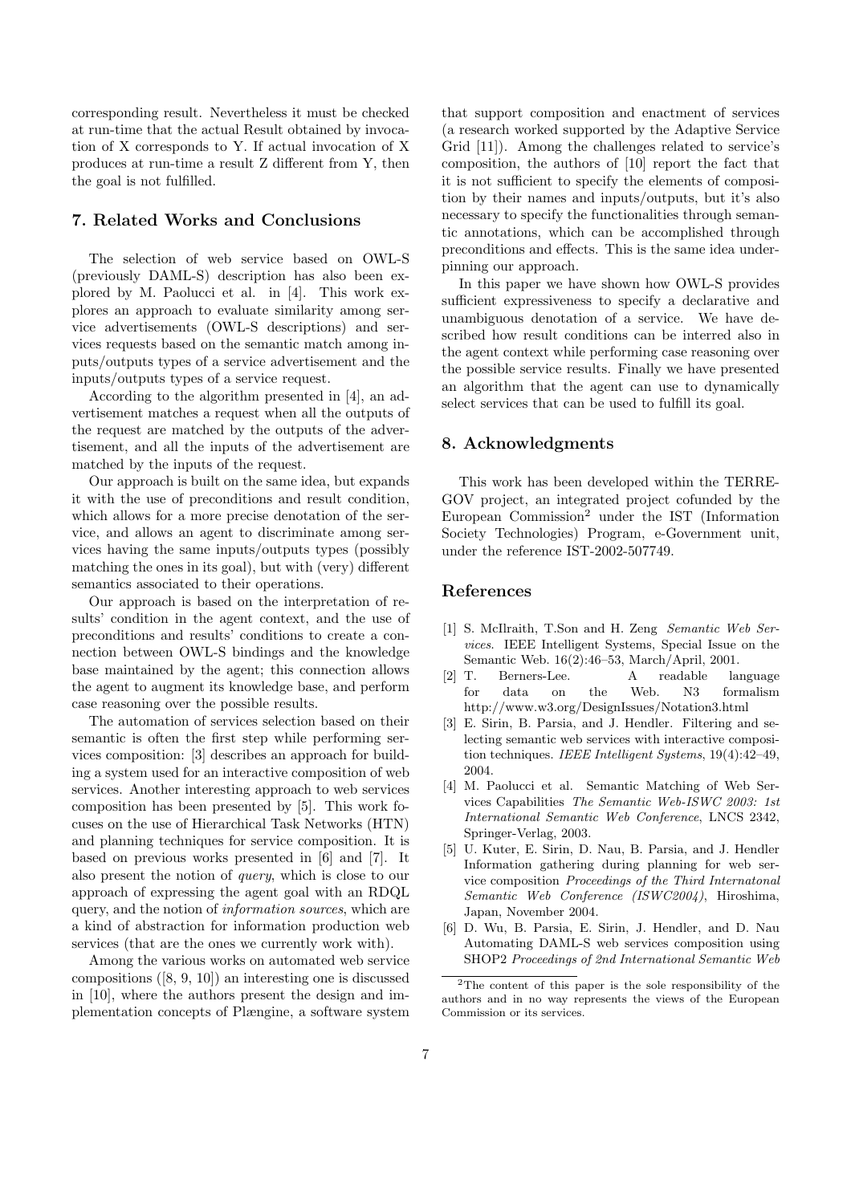corresponding result. Nevertheless it must be checked at run-time that the actual Result obtained by invocation of X corresponds to Y. If actual invocation of X produces at run-time a result Z different from Y, then the goal is not fulfilled.

## 7. Related Works and Conclusions

The selection of web service based on OWL-S (previously DAML-S) description has also been explored by M. Paolucci et al. in [4]. This work explores an approach to evaluate similarity among service advertisements (OWL-S descriptions) and services requests based on the semantic match among inputs/outputs types of a service advertisement and the inputs/outputs types of a service request.

According to the algorithm presented in [4], an advertisement matches a request when all the outputs of the request are matched by the outputs of the advertisement, and all the inputs of the advertisement are matched by the inputs of the request.

Our approach is built on the same idea, but expands it with the use of preconditions and result condition, which allows for a more precise denotation of the service, and allows an agent to discriminate among services having the same inputs/outputs types (possibly matching the ones in its goal), but with (very) different semantics associated to their operations.

Our approach is based on the interpretation of results' condition in the agent context, and the use of preconditions and results' conditions to create a connection between OWL-S bindings and the knowledge base maintained by the agent; this connection allows the agent to augment its knowledge base, and perform case reasoning over the possible results.

The automation of services selection based on their semantic is often the first step while performing services composition: [3] describes an approach for building a system used for an interactive composition of web services. Another interesting approach to web services composition has been presented by [5]. This work focuses on the use of Hierarchical Task Networks (HTN) and planning techniques for service composition. It is based on previous works presented in [6] and [7]. It also present the notion of *query*, which is close to our approach of expressing the agent goal with an RDQL query, and the notion of *information sources*, which are a kind of abstraction for information production web services (that are the ones we currently work with).

Among the various works on automated web service compositions ([8, 9, 10]) an interesting one is discussed in [10], where the authors present the design and implementation concepts of Plængine, a software system that support composition and enactment of services (a research worked supported by the Adaptive Service Grid [11]). Among the challenges related to service's composition, the authors of [10] report the fact that it is not sufficient to specify the elements of composition by their names and inputs/outputs, but it's also necessary to specify the functionalities through semantic annotations, which can be accomplished through preconditions and effects. This is the same idea underpinning our approach.

In this paper we have shown how OWL-S provides sufficient expressiveness to specify a declarative and unambiguous denotation of a service. We have described how result conditions can be interred also in the agent context while performing case reasoning over the possible service results. Finally we have presented an algorithm that the agent can use to dynamically select services that can be used to fulfill its goal.

## 8. Acknowledgments

This work has been developed within the TERREGOV project, an integrated project cofunded by the European Commission[2] under the IST (Information Society Technologies) Program, e-Government unit, under the reference IST-2002-507749.

## References

[1] S. McIlraith, T.Son and H. Zeng *Semantic Web Services*. IEEE Intelligent Systems, Special Issue on the Semantic Web. 16(2):46–53, March/April, 2001.

[2] T. Berners-Lee. A readable language for data on the Web. N3 formalism http://www.w3.org/DesignIssues/Notation3.html

[3] E. Sirin, B. Parsia, and J. Hendler. Filtering and selecting semantic web services with interactive composition techniques. *IEEE Intelligent Systems*, 19(4):42–49, 2004.

[4] M. Paolucci et al. Semantic Matching of Web Services Capabilities *The Semantic Web-ISWC 2003: 1st International Semantic Web Conference*, LNCS 2342, Springer-Verlag, 2003.

[5] U. Kuter, E. Sirin, D. Nau, B. Parsia, and J. Hendler Information gathering during planning for web service composition *Proceedings of the Third Internatonal Semantic Web Conference (ISWC2004)*, Hiroshima, Japan, November 2004.

[6] D. Wu, B. Parsia, E. Sirin, J. Hendler, and D. Nau Automating DAML-S web services composition using SHOP2 *Proceedings of 2nd International Semantic Web*

[2] The content of this paper is the sole responsibility of the authors and in no way represents the views of the European Commission or its services.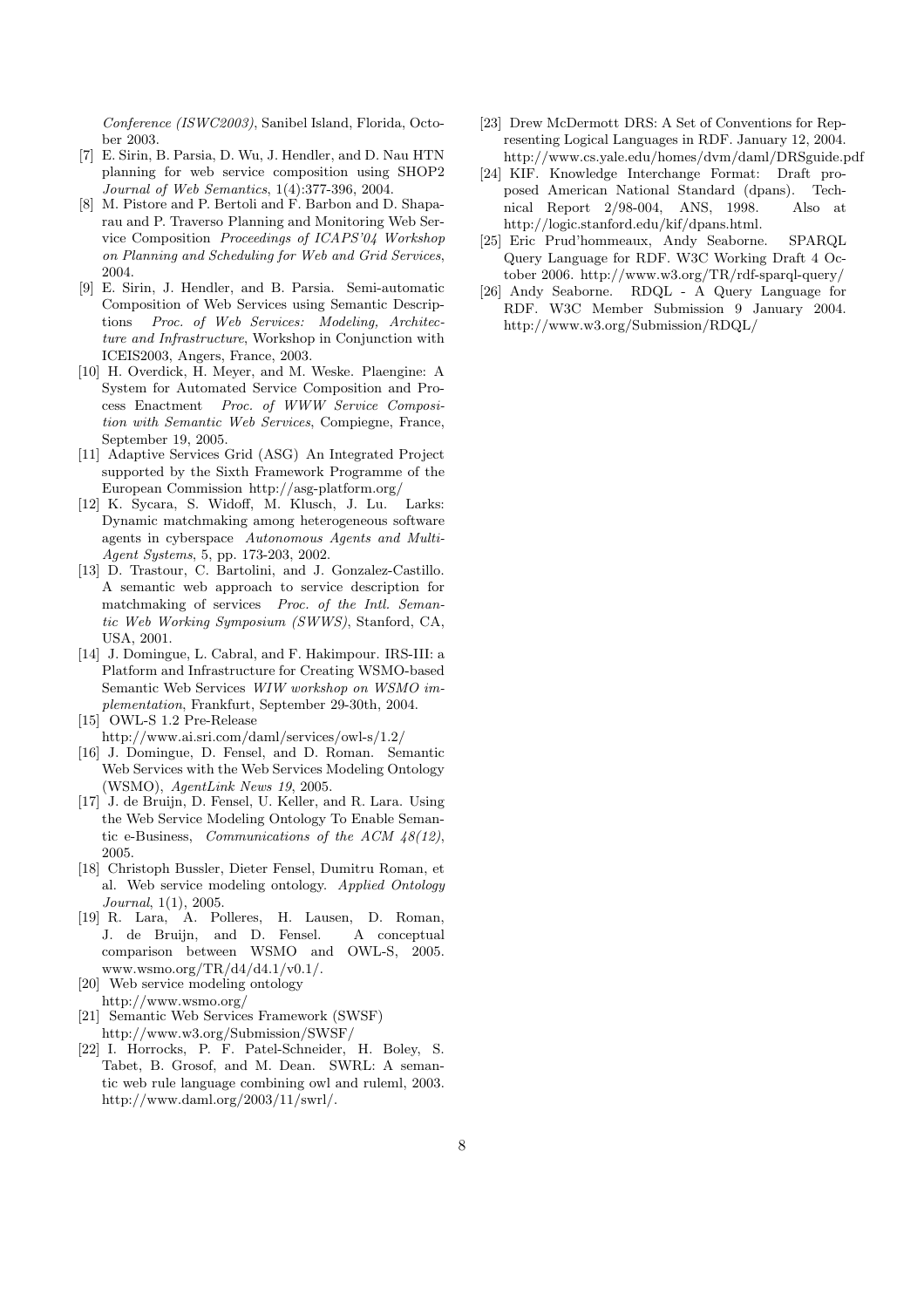*Conference (ISWC2003)*, Sanibel Island, Florida, October 2003.

[7] E. Sirin, B. Parsia, D. Wu, J. Hendler, and D. Nau HTN planning for web service composition using SHOP2 *Journal of Web Semantics*, 1(4):377-396, 2004.

[8] M. Pistore and P. Bertoli and F. Barbon and D. Shaparau and P. Traverso Planning and Monitoring Web Service Composition *Proceedings of ICAPS'04 Workshop on Planning and Scheduling for Web and Grid Services*, 2004.

[9] E. Sirin, J. Hendler, and B. Parsia. Semi-automatic Composition of Web Services using Semantic Descriptions *Proc. of Web Services: Modeling, Architecture and Infrastructure*, Workshop in Conjunction with ICEIS2003, Angers, France, 2003.

[10] H. Overdick, H. Meyer, and M. Weske. Plaengine: A System for Automated Service Composition and Process Enactment *Proc. of WWW Service Composition with Semantic Web Services*, Compiegne, France, September 19, 2005.

[11] Adaptive Services Grid (ASG) An Integrated Project supported by the Sixth Framework Programme of the European Commission http://asg-platform.org/

[12] K. Sycara, S. Widoff, M. Klusch, J. Lu. Larks: Dynamic matchmaking among heterogeneous software agents in cyberspace *Autonomous Agents and Multi-Agent Systems*, 5, pp. 173-203, 2002.

[13] D. Trastour, C. Bartolini, and J. Gonzalez-Castillo. A semantic web approach to service description for matchmaking of services *Proc. of the Intl. Semantic Web Working Symposium (SWWS)*, Stanford, CA, USA, 2001.

[14] J. Domingue, L. Cabral, and F. Hakimpour. IRS-III: a Platform and Infrastructure for Creating WSMO-based Semantic Web Services *WIW workshop on WSMO implementation*, Frankfurt, September 29-30th, 2004.

[15] OWL-S 1.2 Pre-Release http://www.ai.sri.com/daml/services/owl-s/1.2/

[16] J. Domingue, D. Fensel, and D. Roman. Semantic Web Services with the Web Services Modeling Ontology (WSMO), *AgentLink News 19*, 2005.

[17] J. de Bruijn, D. Fensel, U. Keller, and R. Lara. Using the Web Service Modeling Ontology To Enable Semantic e-Business, *Communications of the ACM 48(12)*, 2005.

[18] Christoph Bussler, Dieter Fensel, Dumitru Roman, et al. Web service modeling ontology. *Applied Ontology Journal*, 1(1), 2005.

[19] R. Lara, A. Polleres, H. Lausen, D. Roman, J. de Bruijn, and D. Fensel. A conceptual comparison between WSMO and OWL-S, 2005. www.wsmo.org/TR/d4/d4.1/v0.1/.

[20] Web service modeling ontology http://www.wsmo.org/

[21] Semantic Web Services Framework (SWSF) http://www.w3.org/Submission/SWSF/

[22] I. Horrocks, P. F. Patel-Schneider, H. Boley, S. Tabet, B. Grosof, and M. Dean. SWRL: A semantic web rule language combining owl and ruleml, 2003. http://www.daml.org/2003/11/swrl/.

[23] Drew McDermott DRS: A Set of Conventions for Representing Logical Languages in RDF. January 12, 2004. http://www.cs.yale.edu/homes/dvm/daml/DRSguide.pdf

[24] KIF. Knowledge Interchange Format: Draft proposed American National Standard (dpans). Technical Report 2/98-004, ANS, 1998. Also at http://logic.stanford.edu/kif/dpans.html.

[25] Eric Prud'hommeaux, Andy Seaborne. SPARQL Query Language for RDF. W3C Working Draft 4 October 2006. http://www.w3.org/TR/rdf-sparql-query/

[26] Andy Seaborne. RDQL - A Query Language for RDF. W3C Member Submission 9 January 2004. http://www.w3.org/Submission/RDQL/